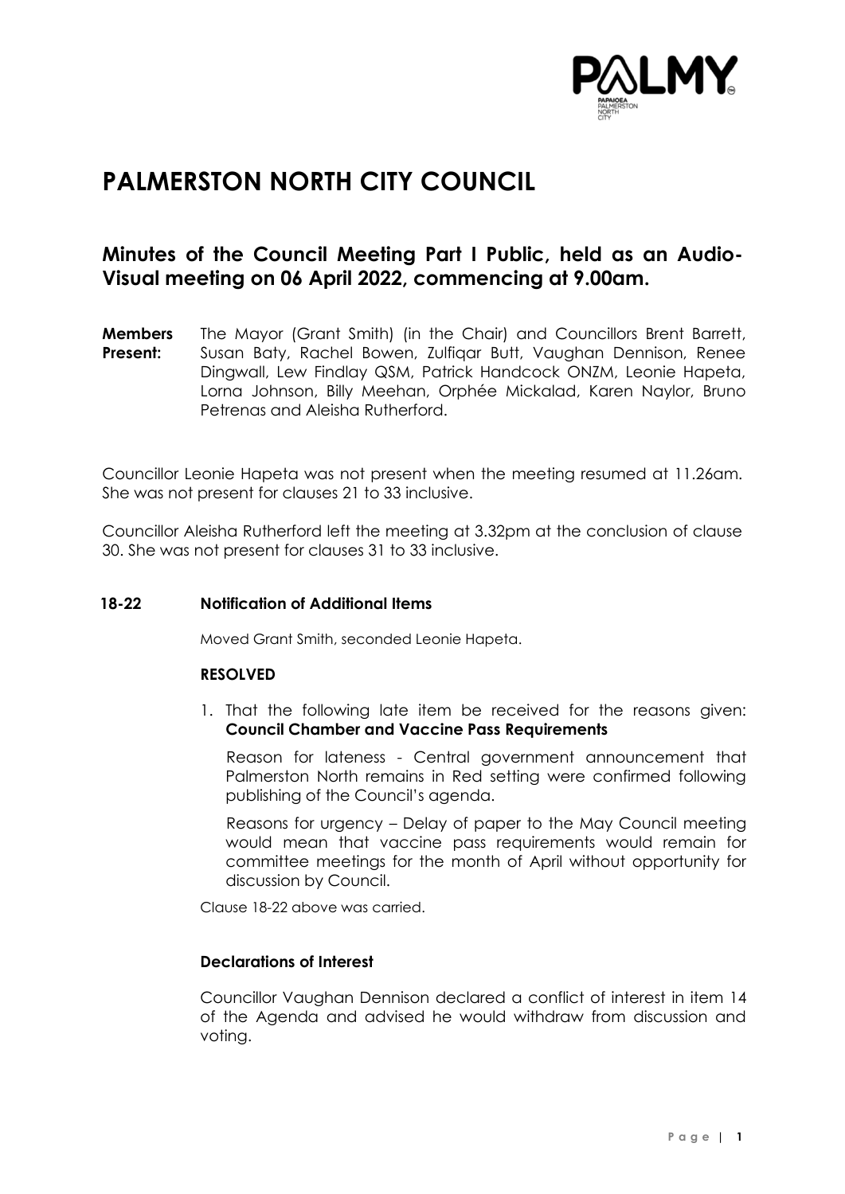# PALMERSTON NORTH CITY COUNCIL

## Minutes of the Council Meeting Part I Public, held as an Audio-Visual meeting on 06 April 2022, commencing at 9.00am.

**Members Present:** The Mayor (Grant Smith) (in the Chair) and Councillors Brent Barrett, Susan Baty, Rachel Bowen, Zulfiqar Butt, Vaughan Dennison, Renee Dingwall, Lew Findlay QSM, Patrick Handcock ONZM, Leonie Hapeta, Lorna Johnson, Billy Meehan, Orphée Mickalad, Karen Naylor, Bruno Petrenas and Aleisha Rutherford.

Councillor Leonie Hapeta was not present when the meeting resumed at 11.26am. She was not present for clauses 21 to 33 inclusive.

Councillor Aleisha Rutherford left the meeting at 3.32pm at the conclusion of clause 30. She was not present for clauses 31 to 33 inclusive.

### 18-22 Notification of Additional Items

Moved Grant Smith, seconded Leonie Hapeta.

**RESOLVED**

1. That the following late item be received for the reasons given: **Council Chamber and Vaccine Pass Requirements**

   Reason for lateness - Central government announcement that Palmerston North remains in Red setting were confirmed following publishing of the Council's agenda.

   Reasons for urgency – Delay of paper to the May Council meeting would mean that vaccine pass requirements would remain for committee meetings for the month of April without opportunity for discussion by Council.

Clause 18-22 above was carried.

### Declarations of Interest

Councillor Vaughan Dennison declared a conflict of interest in item 14 of the Agenda and advised he would withdraw from discussion and voting.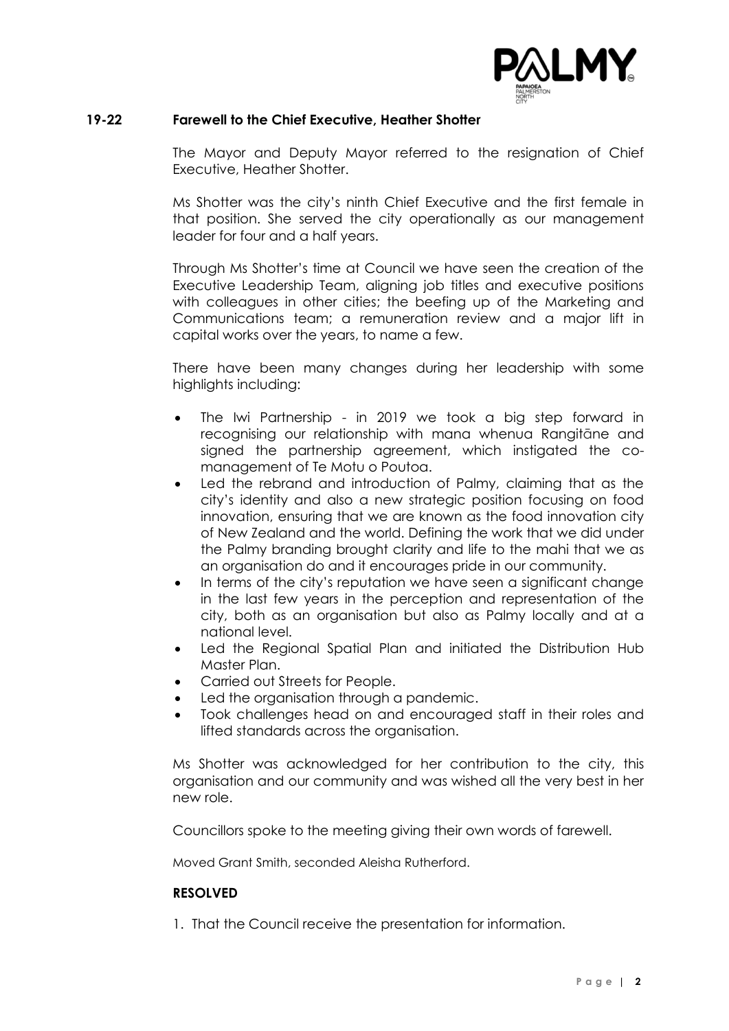## 19-22 Farewell to the Chief Executive, Heather Shotter

The Mayor and Deputy Mayor referred to the resignation of Chief Executive, Heather Shotter.

Ms Shotter was the city's ninth Chief Executive and the first female in that position. She served the city operationally as our management leader for four and a half years.

Through Ms Shotter's time at Council we have seen the creation of the Executive Leadership Team, aligning job titles and executive positions with colleagues in other cities; the beefing up of the Marketing and Communications team; a remuneration review and a major lift in capital works over the years, to name a few.

There have been many changes during her leadership with some highlights including:

- The Iwi Partnership - in 2019 we took a big step forward in recognising our relationship with mana whenua Rangitāne and signed the partnership agreement, which instigated the co-management of Te Motu o Poutoa.
- Led the rebrand and introduction of Palmy, claiming that as the city's identity and also a new strategic position focusing on food innovation, ensuring that we are known as the food innovation city of New Zealand and the world. Defining the work that we did under the Palmy branding brought clarity and life to the mahi that we as an organisation do and it encourages pride in our community.
- In terms of the city's reputation we have seen a significant change in the last few years in the perception and representation of the city, both as an organisation but also as Palmy locally and at a national level.
- Led the Regional Spatial Plan and initiated the Distribution Hub Master Plan.
- Carried out Streets for People.
- Led the organisation through a pandemic.
- Took challenges head on and encouraged staff in their roles and lifted standards across the organisation.

Ms Shotter was acknowledged for her contribution to the city, this organisation and our community and was wished all the very best in her new role.

Councillors spoke to the meeting giving their own words of farewell.

Moved Grant Smith, seconded Aleisha Rutherford.

**RESOLVED**

1. That the Council receive the presentation for information.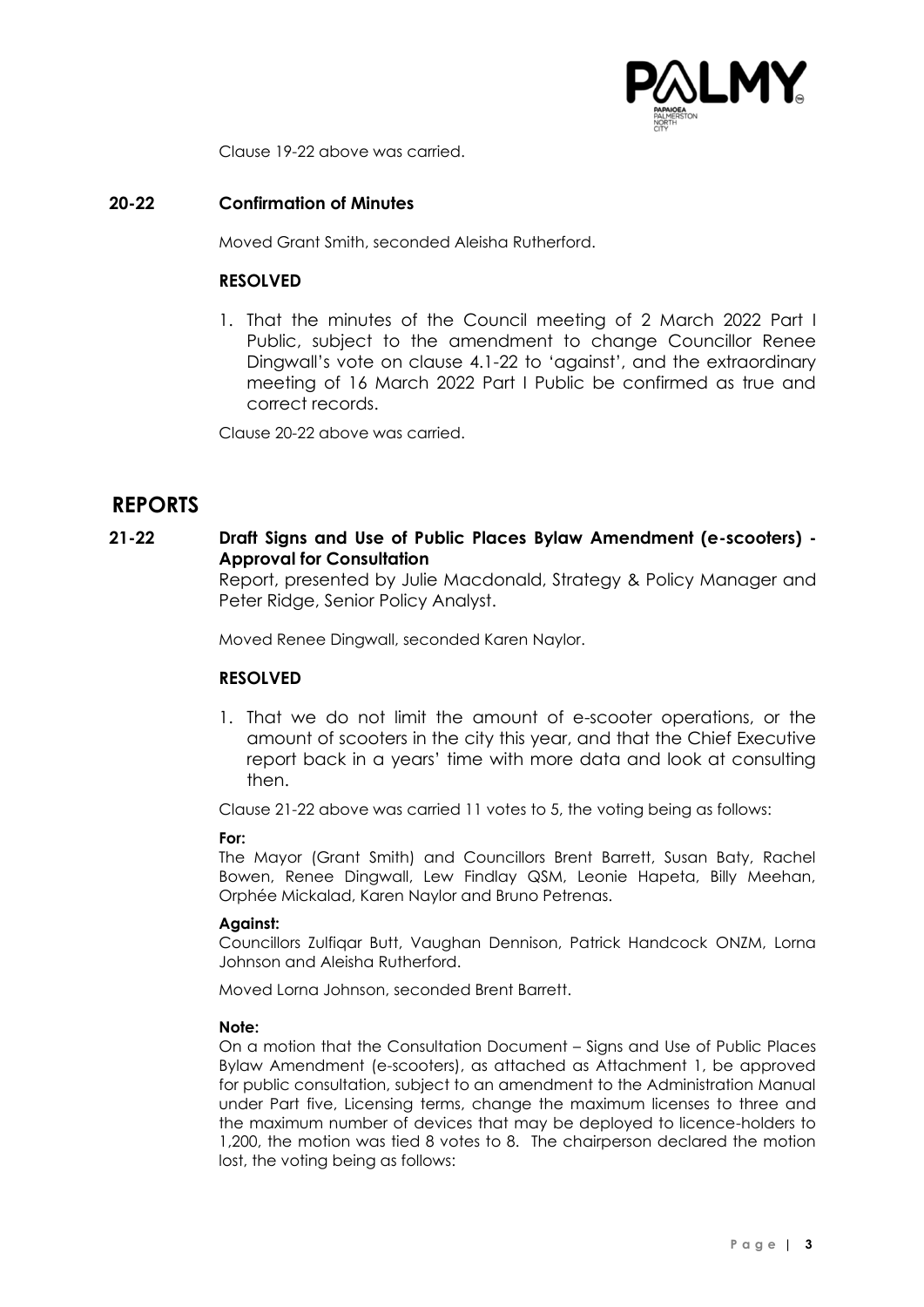Clause 19-22 above was carried.

**20-22 Confirmation of Minutes**

Moved Grant Smith, seconded Aleisha Rutherford.

**RESOLVED**

1. That the minutes of the Council meeting of 2 March 2022 Part I Public, subject to the amendment to change Councillor Renee Dingwall's vote on clause 4.1-22 to 'against', and the extraordinary meeting of 16 March 2022 Part I Public be confirmed as true and correct records.

Clause 20-22 above was carried.

# REPORTS

**21-22 Draft Signs and Use of Public Places Bylaw Amendment (e-scooters) - Approval for Consultation**

Report, presented by Julie Macdonald, Strategy & Policy Manager and Peter Ridge, Senior Policy Analyst.

Moved Renee Dingwall, seconded Karen Naylor.

**RESOLVED**

1. That we do not limit the amount of e-scooter operations, or the amount of scooters in the city this year, and that the Chief Executive report back in a years' time with more data and look at consulting then.

Clause 21-22 above was carried 11 votes to 5, the voting being as follows:

**For:**
The Mayor (Grant Smith) and Councillors Brent Barrett, Susan Baty, Rachel Bowen, Renee Dingwall, Lew Findlay QSM, Leonie Hapeta, Billy Meehan, Orphée Mickalad, Karen Naylor and Bruno Petrenas.

**Against:**
Councillors Zulfiqar Butt, Vaughan Dennison, Patrick Handcock ONZM, Lorna Johnson and Aleisha Rutherford.

Moved Lorna Johnson, seconded Brent Barrett.

**Note:**
On a motion that the Consultation Document – Signs and Use of Public Places Bylaw Amendment (e-scooters), as attached as Attachment 1, be approved for public consultation, subject to an amendment to the Administration Manual under Part five, Licensing terms, change the maximum licenses to three and the maximum number of devices that may be deployed to licence-holders to 1,200, the motion was tied 8 votes to 8. The chairperson declared the motion lost, the voting being as follows: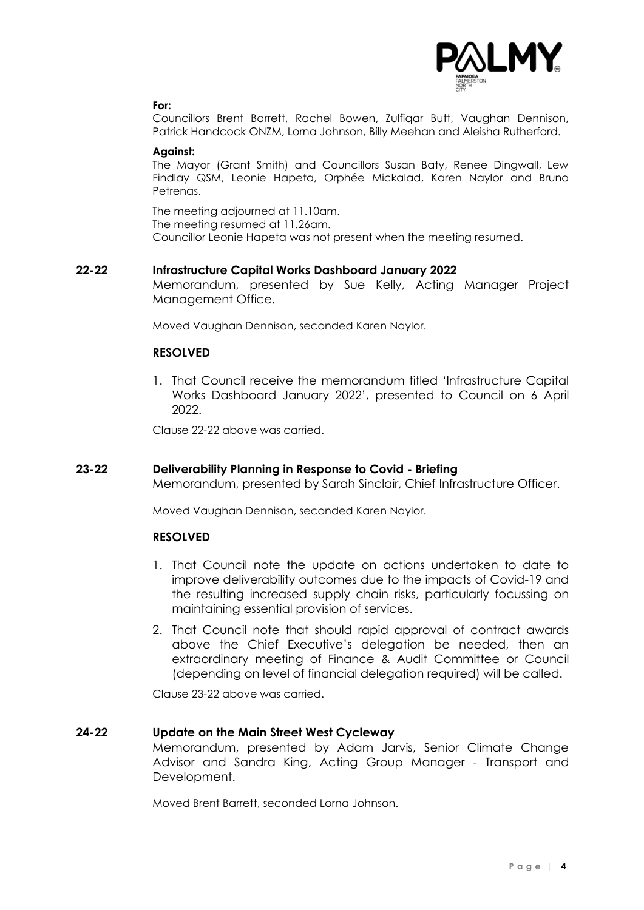**For:**

Councillors Brent Barrett, Rachel Bowen, Zulfiqar Butt, Vaughan Dennison, Patrick Handcock ONZM, Lorna Johnson, Billy Meehan and Aleisha Rutherford.

**Against:**

The Mayor (Grant Smith) and Councillors Susan Baty, Renee Dingwall, Lew Findlay QSM, Leonie Hapeta, Orphée Mickalad, Karen Naylor and Bruno Petrenas.

The meeting adjourned at 11.10am.
The meeting resumed at 11.26am.
Councillor Leonie Hapeta was not present when the meeting resumed.

## 22-22 Infrastructure Capital Works Dashboard January 2022

Memorandum, presented by Sue Kelly, Acting Manager Project Management Office.

Moved Vaughan Dennison, seconded Karen Naylor.

**RESOLVED**

1. That Council receive the memorandum titled 'Infrastructure Capital Works Dashboard January 2022', presented to Council on 6 April 2022.

Clause 22-22 above was carried.

## 23-22 Deliverability Planning in Response to Covid - Briefing

Memorandum, presented by Sarah Sinclair, Chief Infrastructure Officer.

Moved Vaughan Dennison, seconded Karen Naylor.

**RESOLVED**

1. That Council note the update on actions undertaken to date to improve deliverability outcomes due to the impacts of Covid-19 and the resulting increased supply chain risks, particularly focussing on maintaining essential provision of services.
2. That Council note that should rapid approval of contract awards above the Chief Executive's delegation be needed, then an extraordinary meeting of Finance & Audit Committee or Council (depending on level of financial delegation required) will be called.

Clause 23-22 above was carried.

## 24-22 Update on the Main Street West Cycleway

Memorandum, presented by Adam Jarvis, Senior Climate Change Advisor and Sandra King, Acting Group Manager - Transport and Development.

Moved Brent Barrett, seconded Lorna Johnson.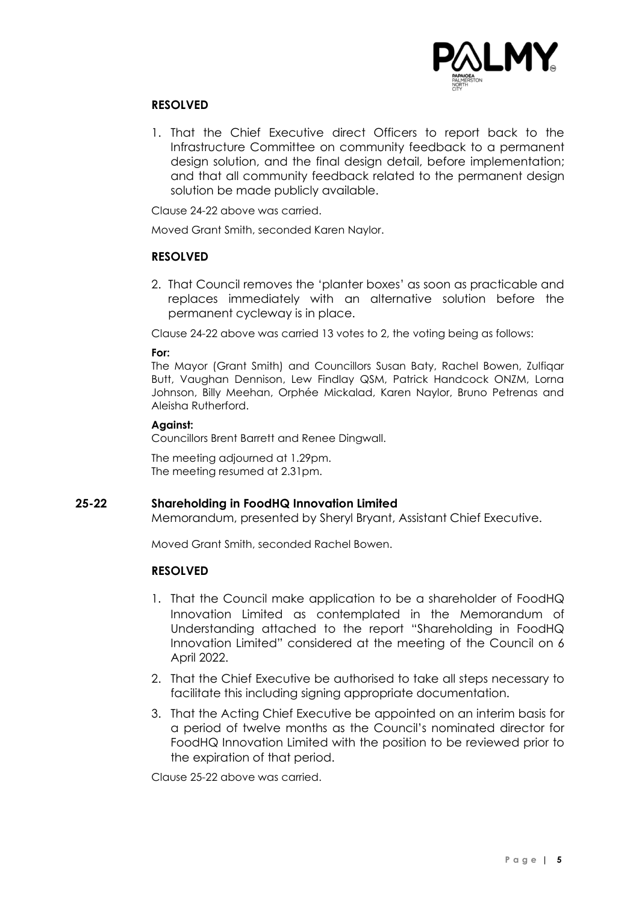**RESOLVED**

1. That the Chief Executive direct Officers to report back to the Infrastructure Committee on community feedback to a permanent design solution, and the final design detail, before implementation; and that all community feedback related to the permanent design solution be made publicly available.

Clause 24-22 above was carried.

Moved Grant Smith, seconded Karen Naylor.

**RESOLVED**

2. That Council removes the 'planter boxes' as soon as practicable and replaces immediately with an alternative solution before the permanent cycleway is in place.

Clause 24-22 above was carried 13 votes to 2, the voting being as follows:

**For:**
The Mayor (Grant Smith) and Councillors Susan Baty, Rachel Bowen, Zulfiqar Butt, Vaughan Dennison, Lew Findlay QSM, Patrick Handcock ONZM, Lorna Johnson, Billy Meehan, Orphée Mickalad, Karen Naylor, Bruno Petrenas and Aleisha Rutherford.

**Against:**
Councillors Brent Barrett and Renee Dingwall.

The meeting adjourned at 1.29pm.
The meeting resumed at 2.31pm.

**25-22 Shareholding in FoodHQ Innovation Limited**

Memorandum, presented by Sheryl Bryant, Assistant Chief Executive.

Moved Grant Smith, seconded Rachel Bowen.

**RESOLVED**

1. That the Council make application to be a shareholder of FoodHQ Innovation Limited as contemplated in the Memorandum of Understanding attached to the report "Shareholding in FoodHQ Innovation Limited" considered at the meeting of the Council on 6 April 2022.
2. That the Chief Executive be authorised to take all steps necessary to facilitate this including signing appropriate documentation.
3. That the Acting Chief Executive be appointed on an interim basis for a period of twelve months as the Council's nominated director for FoodHQ Innovation Limited with the position to be reviewed prior to the expiration of that period.

Clause 25-22 above was carried.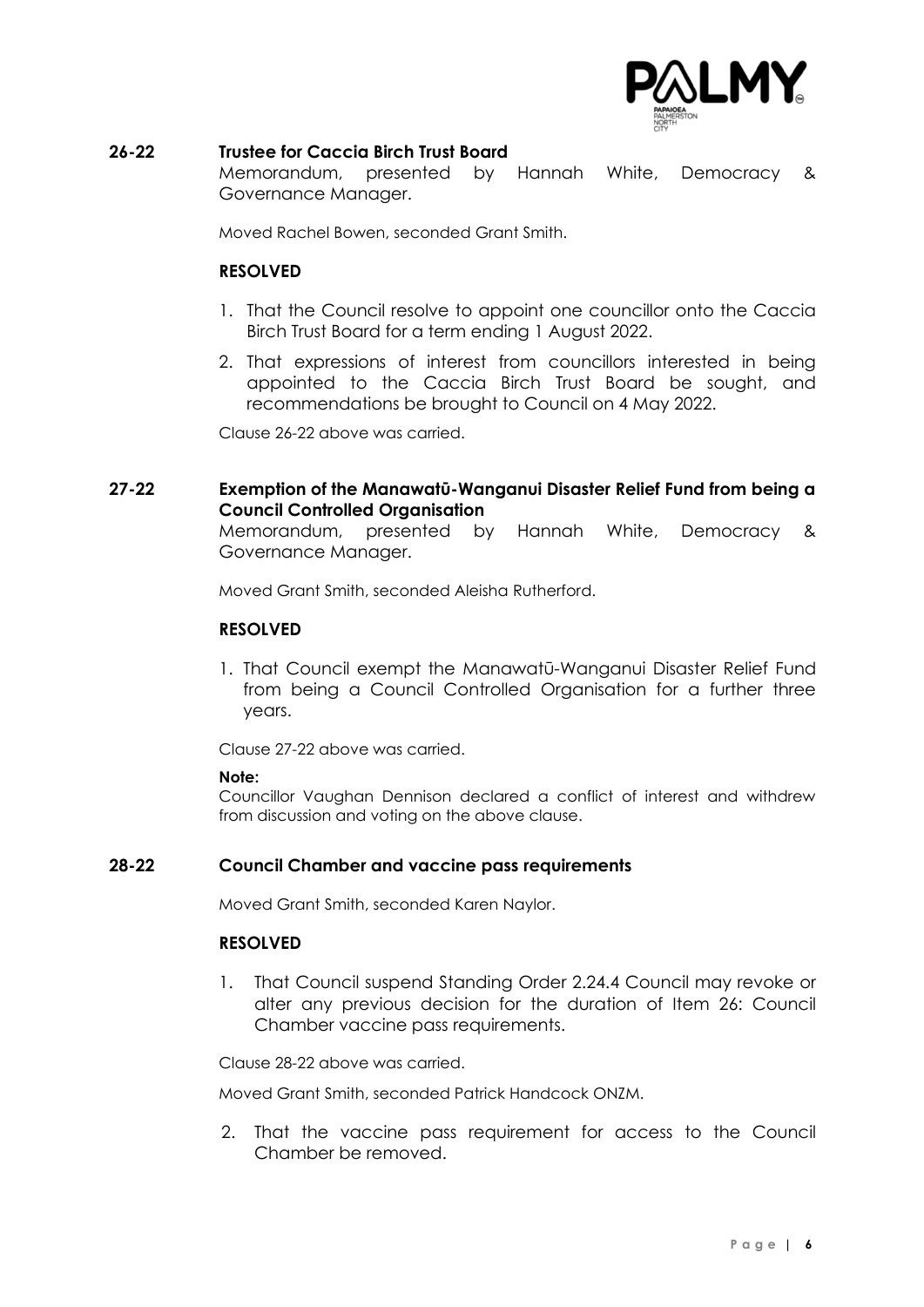**26-22 Trustee for Caccia Birch Trust Board**

Memorandum, presented by Hannah White, Democracy & Governance Manager.

Moved Rachel Bowen, seconded Grant Smith.

**RESOLVED**

1. That the Council resolve to appoint one councillor onto the Caccia Birch Trust Board for a term ending 1 August 2022.
2. That expressions of interest from councillors interested in being appointed to the Caccia Birch Trust Board be sought, and recommendations be brought to Council on 4 May 2022.

Clause 26-22 above was carried.

**27-22 Exemption of the Manawatū-Wanganui Disaster Relief Fund from being a Council Controlled Organisation**

Memorandum, presented by Hannah White, Democracy & Governance Manager.

Moved Grant Smith, seconded Aleisha Rutherford.

**RESOLVED**

1. That Council exempt the Manawatū-Wanganui Disaster Relief Fund from being a Council Controlled Organisation for a further three years.

Clause 27-22 above was carried.

**Note:**
Councillor Vaughan Dennison declared a conflict of interest and withdrew from discussion and voting on the above clause.

**28-22 Council Chamber and vaccine pass requirements**

Moved Grant Smith, seconded Karen Naylor.

**RESOLVED**

1. That Council suspend Standing Order 2.24.4 Council may revoke or alter any previous decision for the duration of Item 26: Council Chamber vaccine pass requirements.

Clause 28-22 above was carried.

Moved Grant Smith, seconded Patrick Handcock ONZM.

2. That the vaccine pass requirement for access to the Council Chamber be removed.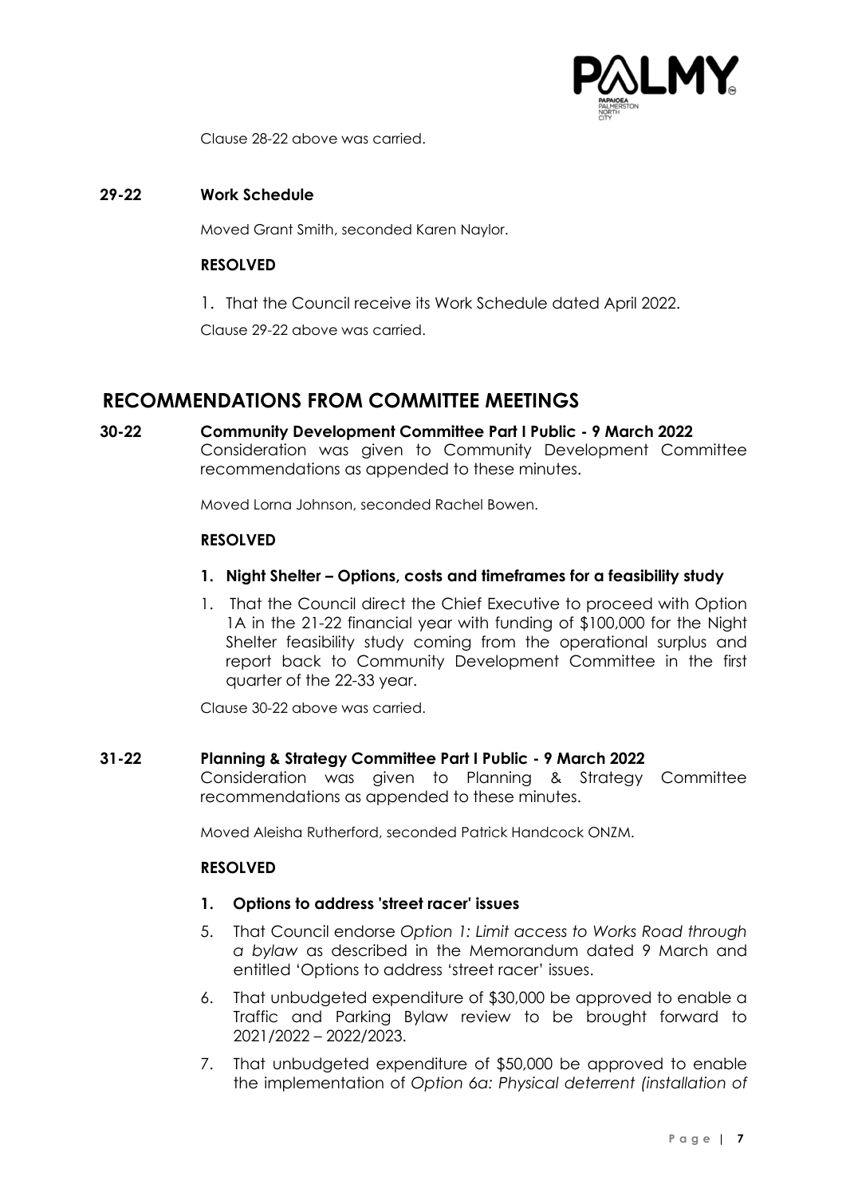Clause 28-22 above was carried.

### 29-22 Work Schedule

Moved Grant Smith, seconded Karen Naylor.

**RESOLVED**

1. That the Council receive its Work Schedule dated April 2022.

Clause 29-22 above was carried.

## RECOMMENDATIONS FROM COMMITTEE MEETINGS

### 30-22 Community Development Committee Part I Public - 9 March 2022

Consideration was given to Community Development Committee recommendations as appended to these minutes.

Moved Lorna Johnson, seconded Rachel Bowen.

**RESOLVED**

**1. Night Shelter – Options, costs and timeframes for a feasibility study**

1. That the Council direct the Chief Executive to proceed with Option 1A in the 21-22 financial year with funding of $100,000 for the Night Shelter feasibility study coming from the operational surplus and report back to Community Development Committee in the first quarter of the 22-33 year.

Clause 30-22 above was carried.

### 31-22 Planning & Strategy Committee Part I Public - 9 March 2022

Consideration was given to Planning & Strategy Committee recommendations as appended to these minutes.

Moved Aleisha Rutherford, seconded Patrick Handcock ONZM.

**RESOLVED**

**1. Options to address 'street racer' issues**

5. That Council endorse *Option 1: Limit access to Works Road through a bylaw* as described in the Memorandum dated 9 March and entitled 'Options to address 'street racer' issues.
6. That unbudgeted expenditure of $30,000 be approved to enable a Traffic and Parking Bylaw review to be brought forward to 2021/2022 – 2022/2023.
7. That unbudgeted expenditure of $50,000 be approved to enable the implementation of *Option 6a: Physical deterrent (installation of*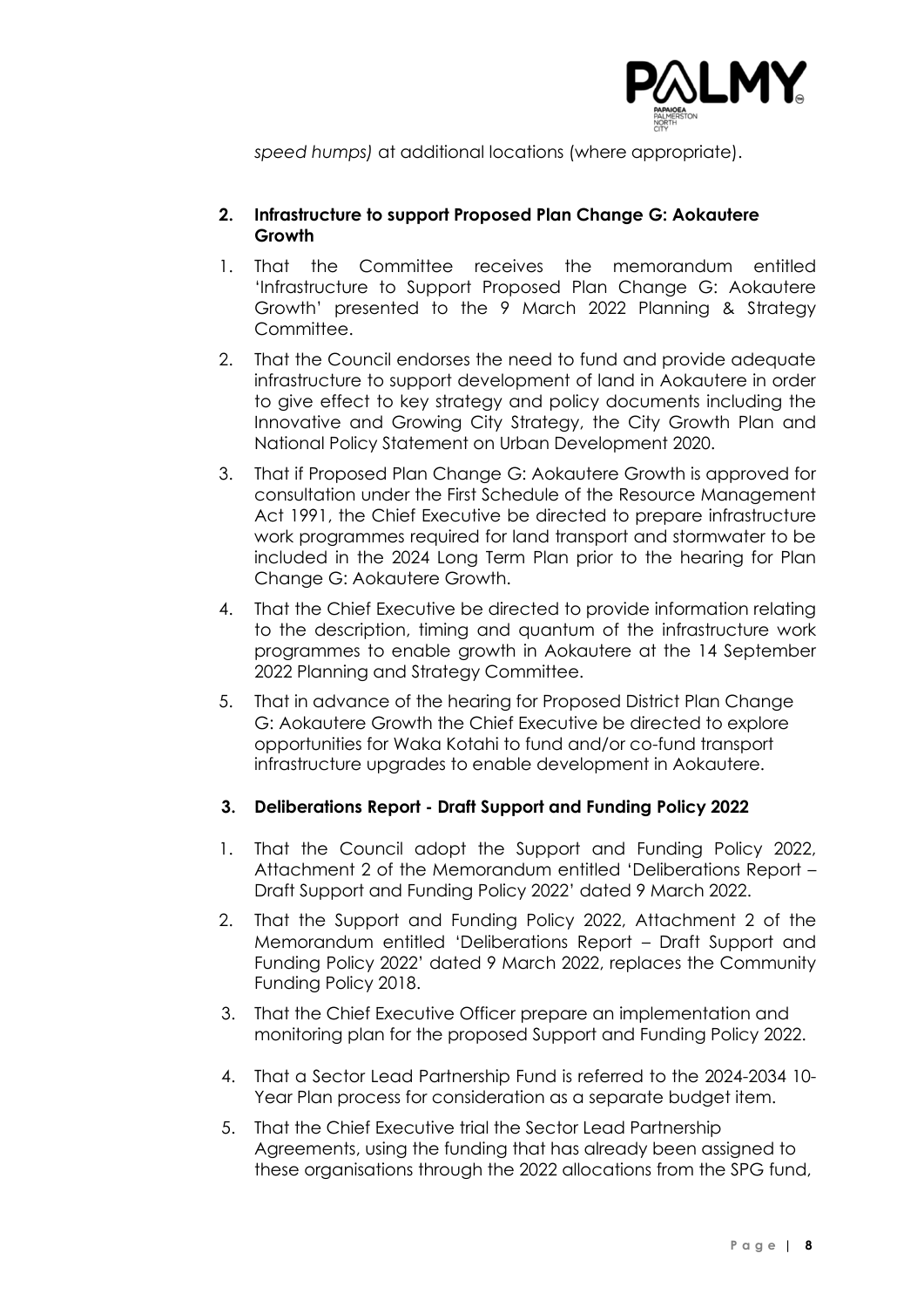*speed humps)* at additional locations (where appropriate).

**2. Infrastructure to support Proposed Plan Change G: Aokautere Growth**

1. That the Committee receives the memorandum entitled 'Infrastructure to Support Proposed Plan Change G: Aokautere Growth' presented to the 9 March 2022 Planning & Strategy Committee.
2. That the Council endorses the need to fund and provide adequate infrastructure to support development of land in Aokautere in order to give effect to key strategy and policy documents including the Innovative and Growing City Strategy, the City Growth Plan and National Policy Statement on Urban Development 2020.
3. That if Proposed Plan Change G: Aokautere Growth is approved for consultation under the First Schedule of the Resource Management Act 1991, the Chief Executive be directed to prepare infrastructure work programmes required for land transport and stormwater to be included in the 2024 Long Term Plan prior to the hearing for Plan Change G: Aokautere Growth.
4. That the Chief Executive be directed to provide information relating to the description, timing and quantum of the infrastructure work programmes to enable growth in Aokautere at the 14 September 2022 Planning and Strategy Committee.
5. That in advance of the hearing for Proposed District Plan Change G: Aokautere Growth the Chief Executive be directed to explore opportunities for Waka Kotahi to fund and/or co-fund transport infrastructure upgrades to enable development in Aokautere.

**3. Deliberations Report - Draft Support and Funding Policy 2022**

1. That the Council adopt the Support and Funding Policy 2022, Attachment 2 of the Memorandum entitled 'Deliberations Report – Draft Support and Funding Policy 2022' dated 9 March 2022.
2. That the Support and Funding Policy 2022, Attachment 2 of the Memorandum entitled 'Deliberations Report – Draft Support and Funding Policy 2022' dated 9 March 2022, replaces the Community Funding Policy 2018.
3. That the Chief Executive Officer prepare an implementation and monitoring plan for the proposed Support and Funding Policy 2022.
4. That a Sector Lead Partnership Fund is referred to the 2024-2034 10-Year Plan process for consideration as a separate budget item.
5. That the Chief Executive trial the Sector Lead Partnership Agreements, using the funding that has already been assigned to these organisations through the 2022 allocations from the SPG fund,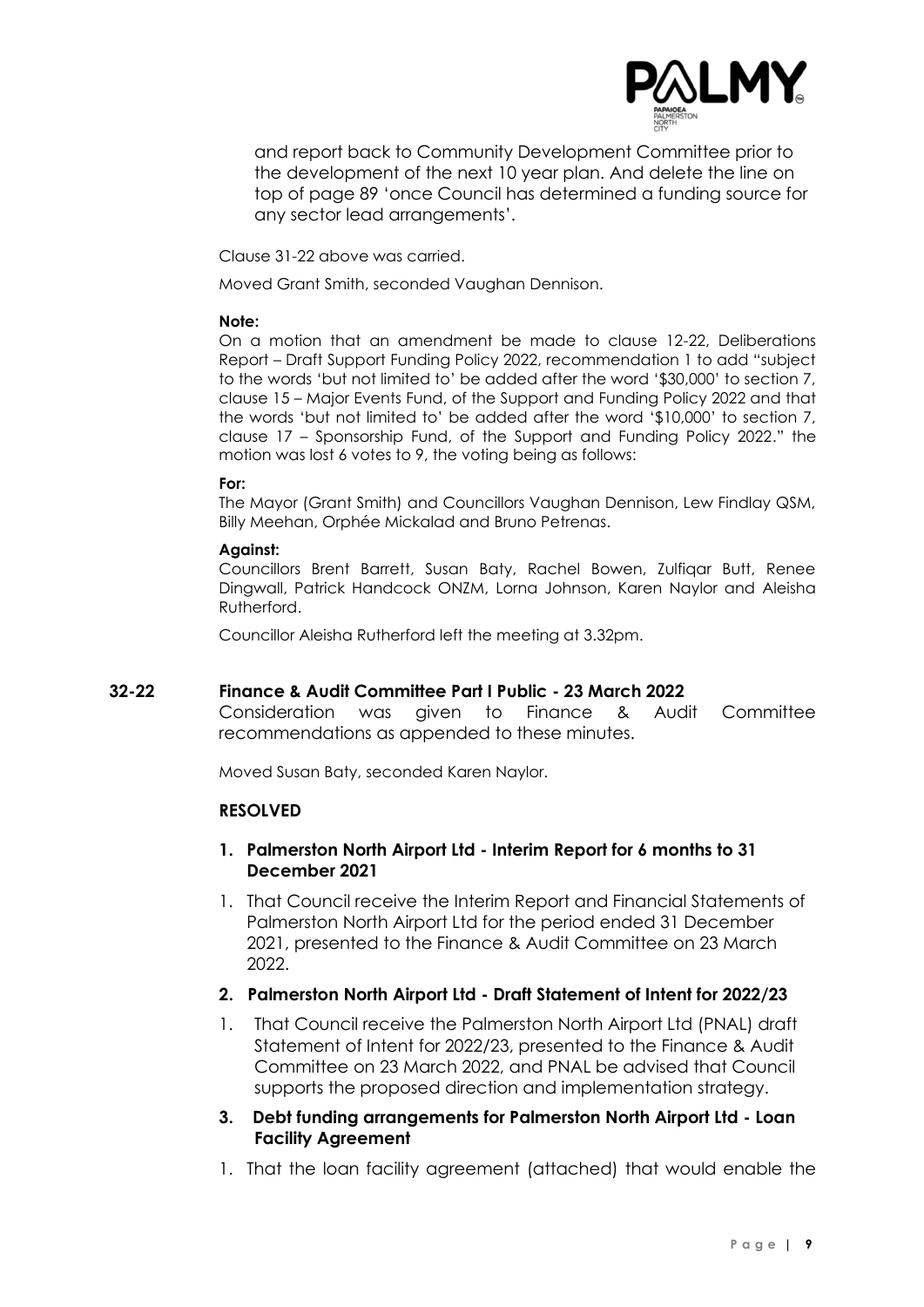and report back to Community Development Committee prior to the development of the next 10 year plan. And delete the line on top of page 89 'once Council has determined a funding source for any sector lead arrangements'.

Clause 31-22 above was carried.

Moved Grant Smith, seconded Vaughan Dennison.

**Note:**

On a motion that an amendment be made to clause 12-22, Deliberations Report – Draft Support Funding Policy 2022, recommendation 1 to add "subject to the words 'but not limited to' be added after the word '$30,000' to section 7, clause 15 – Major Events Fund, of the Support and Funding Policy 2022 and that the words 'but not limited to' be added after the word '$10,000' to section 7, clause 17 – Sponsorship Fund, of the Support and Funding Policy 2022." the motion was lost 6 votes to 9, the voting being as follows:

**For:**

The Mayor (Grant Smith) and Councillors Vaughan Dennison, Lew Findlay QSM, Billy Meehan, Orphée Mickalad and Bruno Petrenas.

**Against:**

Councillors Brent Barrett, Susan Baty, Rachel Bowen, Zulfiqar Butt, Renee Dingwall, Patrick Handcock ONZM, Lorna Johnson, Karen Naylor and Aleisha Rutherford.

Councillor Aleisha Rutherford left the meeting at 3.32pm.

## 32-22 Finance & Audit Committee Part I Public - 23 March 2022

Consideration was given to Finance & Audit Committee recommendations as appended to these minutes.

Moved Susan Baty, seconded Karen Naylor.

**RESOLVED**

**1. Palmerston North Airport Ltd - Interim Report for 6 months to 31 December 2021**

1. That Council receive the Interim Report and Financial Statements of Palmerston North Airport Ltd for the period ended 31 December 2021, presented to the Finance & Audit Committee on 23 March 2022.

**2. Palmerston North Airport Ltd - Draft Statement of Intent for 2022/23**

1. That Council receive the Palmerston North Airport Ltd (PNAL) draft Statement of Intent for 2022/23, presented to the Finance & Audit Committee on 23 March 2022, and PNAL be advised that Council supports the proposed direction and implementation strategy.

**3. Debt funding arrangements for Palmerston North Airport Ltd - Loan Facility Agreement**

1. That the loan facility agreement (attached) that would enable the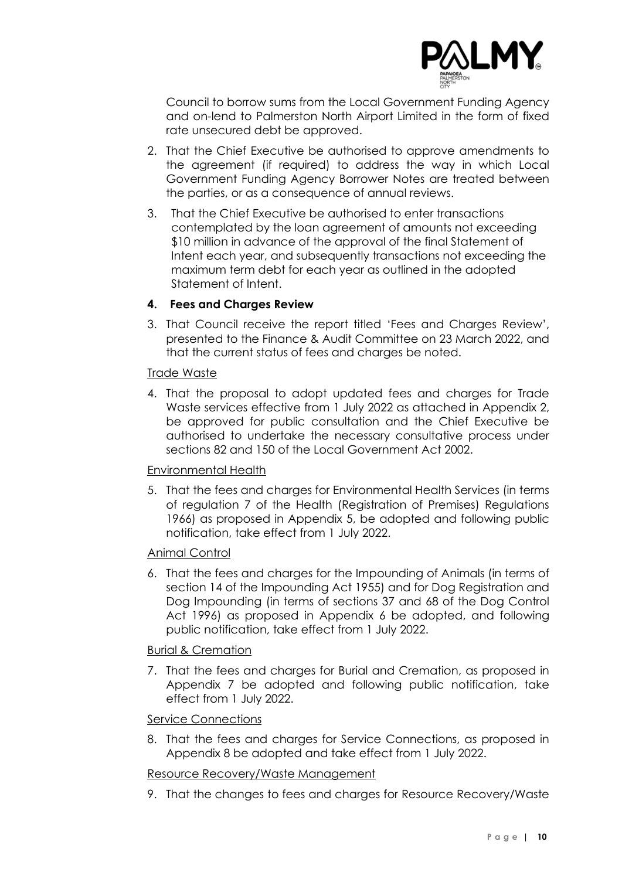Council to borrow sums from the Local Government Funding Agency and on-lend to Palmerston North Airport Limited in the form of fixed rate unsecured debt be approved.

2. That the Chief Executive be authorised to approve amendments to the agreement (if required) to address the way in which Local Government Funding Agency Borrower Notes are treated between the parties, or as a consequence of annual reviews.

3. That the Chief Executive be authorised to enter transactions contemplated by the loan agreement of amounts not exceeding \$10 million in advance of the approval of the final Statement of Intent each year, and subsequently transactions not exceeding the maximum term debt for each year as outlined in the adopted Statement of Intent.

**4. Fees and Charges Review**

3. That Council receive the report titled 'Fees and Charges Review', presented to the Finance & Audit Committee on 23 March 2022, and that the current status of fees and charges be noted.

<u>Trade Waste</u>

4. That the proposal to adopt updated fees and charges for Trade Waste services effective from 1 July 2022 as attached in Appendix 2, be approved for public consultation and the Chief Executive be authorised to undertake the necessary consultative process under sections 82 and 150 of the Local Government Act 2002.

<u>Environmental Health</u>

5. That the fees and charges for Environmental Health Services (in terms of regulation 7 of the Health (Registration of Premises) Regulations 1966) as proposed in Appendix 5, be adopted and following public notification, take effect from 1 July 2022.

<u>Animal Control</u>

6. That the fees and charges for the Impounding of Animals (in terms of section 14 of the Impounding Act 1955) and for Dog Registration and Dog Impounding (in terms of sections 37 and 68 of the Dog Control Act 1996) as proposed in Appendix 6 be adopted, and following public notification, take effect from 1 July 2022.

<u>Burial & Cremation</u>

7. That the fees and charges for Burial and Cremation, as proposed in Appendix 7 be adopted and following public notification, take effect from 1 July 2022.

<u>Service Connections</u>

8. That the fees and charges for Service Connections, as proposed in Appendix 8 be adopted and take effect from 1 July 2022.

<u>Resource Recovery/Waste Management</u>

9. That the changes to fees and charges for Resource Recovery/Waste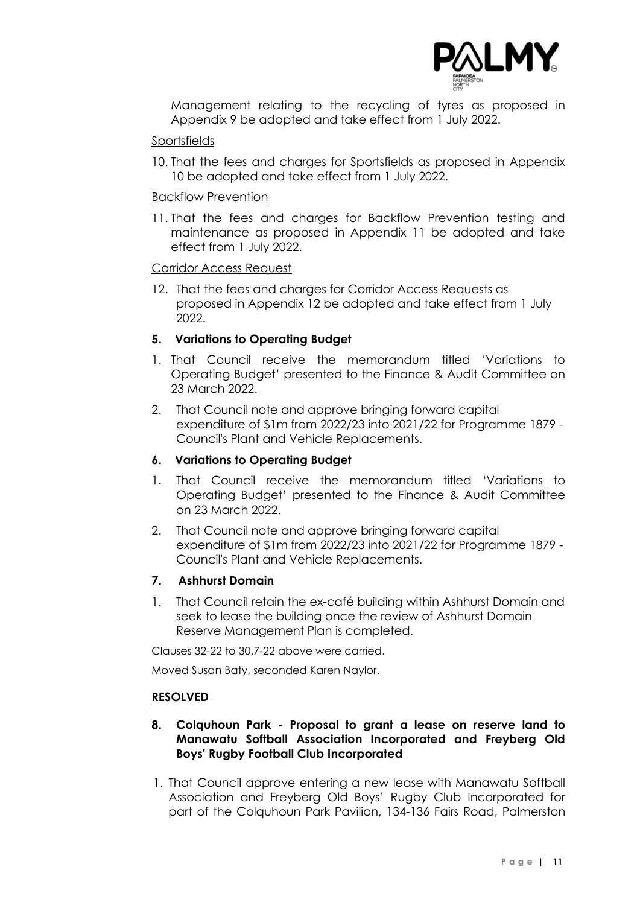Management relating to the recycling of tyres as proposed in Appendix 9 be adopted and take effect from 1 July 2022.

Sportsfields

10. That the fees and charges for Sportsfields as proposed in Appendix 10 be adopted and take effect from 1 July 2022.

Backflow Prevention

11. That the fees and charges for Backflow Prevention testing and maintenance as proposed in Appendix 11 be adopted and take effect from 1 July 2022.

Corridor Access Request

12. That the fees and charges for Corridor Access Requests as proposed in Appendix 12 be adopted and take effect from 1 July 2022.

**5. Variations to Operating Budget**

1. That Council receive the memorandum titled 'Variations to Operating Budget' presented to the Finance & Audit Committee on 23 March 2022.
2. That Council note and approve bringing forward capital expenditure of $1m from 2022/23 into 2021/22 for Programme 1879 - Council's Plant and Vehicle Replacements.

**6. Variations to Operating Budget**

1. That Council receive the memorandum titled 'Variations to Operating Budget' presented to the Finance & Audit Committee on 23 March 2022.
2. That Council note and approve bringing forward capital expenditure of $1m from 2022/23 into 2021/22 for Programme 1879 - Council's Plant and Vehicle Replacements.

**7. Ashhurst Domain**

1. That Council retain the ex-café building within Ashhurst Domain and seek to lease the building once the review of Ashhurst Domain Reserve Management Plan is completed.

Clauses 32-22 to 30.7-22 above were carried.

Moved Susan Baty, seconded Karen Naylor.

**RESOLVED**

**8. Colquhoun Park - Proposal to grant a lease on reserve land to Manawatu Softball Association Incorporated and Freyberg Old Boys' Rugby Football Club Incorporated**

1. That Council approve entering a new lease with Manawatu Softball Association and Freyberg Old Boys' Rugby Club Incorporated for part of the Colquhoun Park Pavilion, 134-136 Fairs Road, Palmerston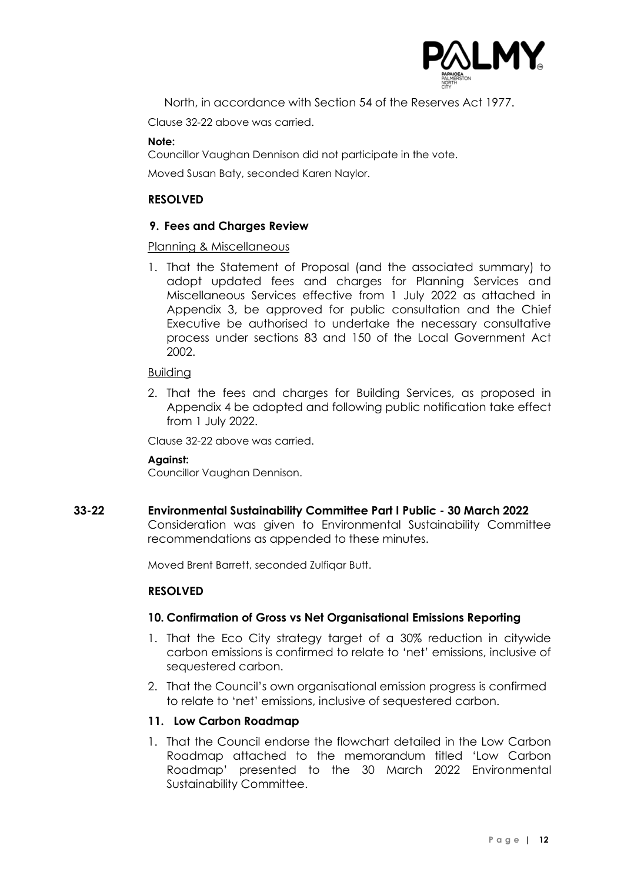North, in accordance with Section 54 of the Reserves Act 1977.

Clause 32-22 above was carried.

**Note:**
Councillor Vaughan Dennison did not participate in the vote.

Moved Susan Baty, seconded Karen Naylor.

**RESOLVED**

**9. Fees and Charges Review**

Planning & Miscellaneous

1. That the Statement of Proposal (and the associated summary) to adopt updated fees and charges for Planning Services and Miscellaneous Services effective from 1 July 2022 as attached in Appendix 3, be approved for public consultation and the Chief Executive be authorised to undertake the necessary consultative process under sections 83 and 150 of the Local Government Act 2002.

Building

2. That the fees and charges for Building Services, as proposed in Appendix 4 be adopted and following public notification take effect from 1 July 2022.

Clause 32-22 above was carried.

**Against:**
Councillor Vaughan Dennison.

**33-22 Environmental Sustainability Committee Part I Public - 30 March 2022**

Consideration was given to Environmental Sustainability Committee recommendations as appended to these minutes.

Moved Brent Barrett, seconded Zulfiqar Butt.

**RESOLVED**

**10. Confirmation of Gross vs Net Organisational Emissions Reporting**

1. That the Eco City strategy target of a 30% reduction in citywide carbon emissions is confirmed to relate to 'net' emissions, inclusive of sequestered carbon.
2. That the Council's own organisational emission progress is confirmed to relate to 'net' emissions, inclusive of sequestered carbon.

**11. Low Carbon Roadmap**

1. That the Council endorse the flowchart detailed in the Low Carbon Roadmap attached to the memorandum titled 'Low Carbon Roadmap' presented to the 30 March 2022 Environmental Sustainability Committee.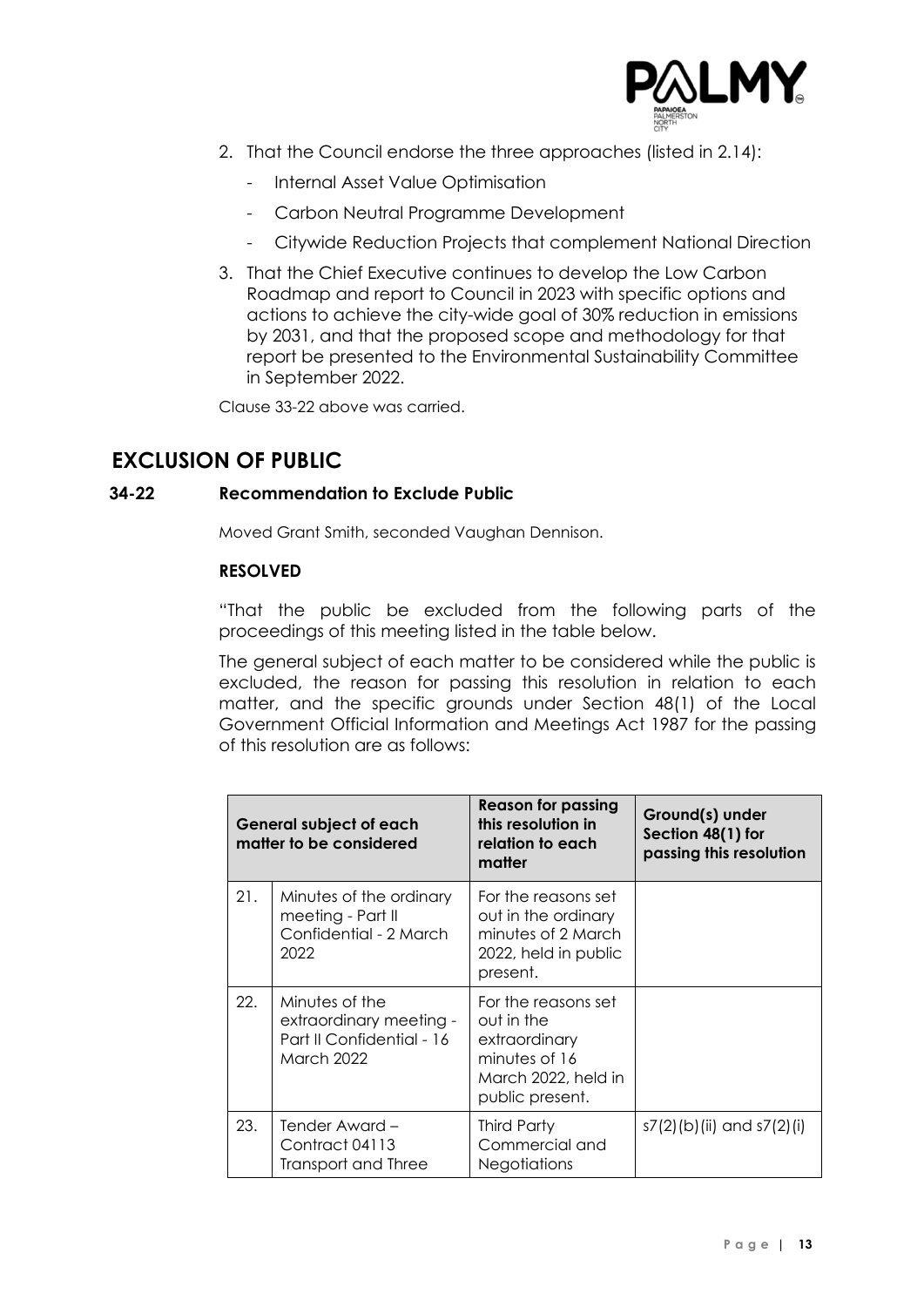2. That the Council endorse the three approaches (listed in 2.14):
   - Internal Asset Value Optimisation
   - Carbon Neutral Programme Development
   - Citywide Reduction Projects that complement National Direction
3. That the Chief Executive continues to develop the Low Carbon Roadmap and report to Council in 2023 with specific options and actions to achieve the city-wide goal of 30% reduction in emissions by 2031, and that the proposed scope and methodology for that report be presented to the Environmental Sustainability Committee in September 2022.

Clause 33-22 above was carried.

## EXCLUSION OF PUBLIC

### 34-22 Recommendation to Exclude Public

Moved Grant Smith, seconded Vaughan Dennison.

**RESOLVED**

"That the public be excluded from the following parts of the proceedings of this meeting listed in the table below.

The general subject of each matter to be considered while the public is excluded, the reason for passing this resolution in relation to each matter, and the specific grounds under Section 48(1) of the Local Government Official Information and Meetings Act 1987 for the passing of this resolution are as follows:

| General subject of each matter to be considered | | Reason for passing this resolution in relation to each matter | Ground(s) under Section 48(1) for passing this resolution |
|---|---|---|---|
| 21. | Minutes of the ordinary meeting - Part II Confidential - 2 March 2022 | For the reasons set out in the ordinary minutes of 2 March 2022, held in public present. | |
| 22. | Minutes of the extraordinary meeting - Part II Confidential - 16 March 2022 | For the reasons set out in the extraordinary minutes of 16 March 2022, held in public present. | |
| 23. | Tender Award – Contract 04113 Transport and Three | Third Party Commercial and Negotiations | s7(2)(b)(ii) and s7(2)(i) |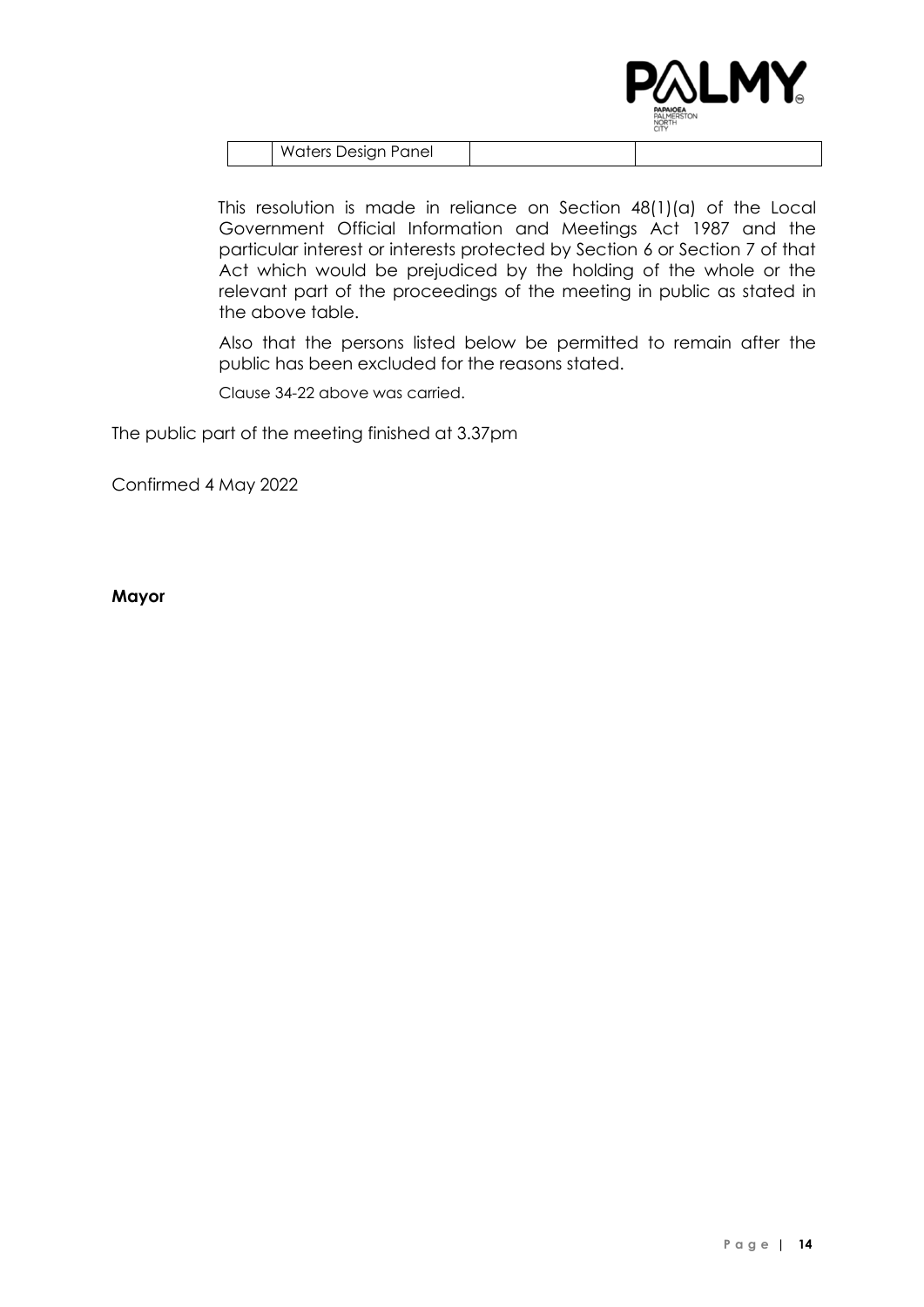| | | | |
|---|---|---|---|
| | Waters Design Panel | | |

This resolution is made in reliance on Section 48(1)(a) of the Local Government Official Information and Meetings Act 1987 and the particular interest or interests protected by Section 6 or Section 7 of that Act which would be prejudiced by the holding of the whole or the relevant part of the proceedings of the meeting in public as stated in the above table.

Also that the persons listed below be permitted to remain after the public has been excluded for the reasons stated.

Clause 34-22 above was carried.

The public part of the meeting finished at 3.37pm

Confirmed 4 May 2022

**Mayor**